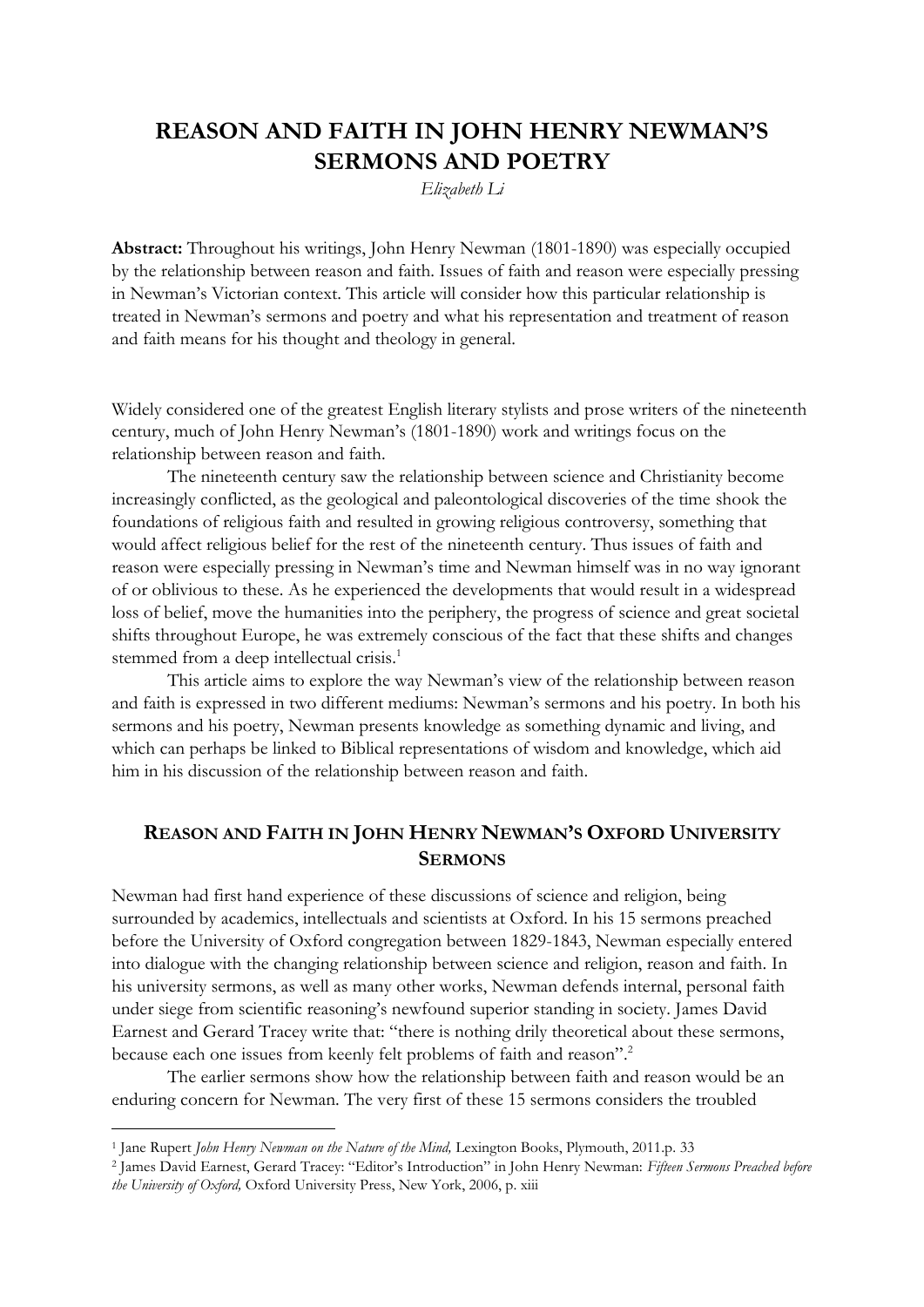# REASON AND FAITH IN JOHN HENRY NEWMAN'S SERMONS AND POETRY

*Elizabeth Li*

**Abstract:** Throughout his writings, John Henry Newman (1801-1890) was especially occupied by the relationship between reason and faith. Issues of faith and reason were especially pressing in Newman's Victorian context. This article will consider how this particular relationship is treated in Newman's sermons and poetry and what his representation and treatment of reason and faith means for his thought and theology in general.

Widely considered one of the greatest English literary stylists and prose writers of the nineteenth century, much of John Henry Newman's (1801-1890) work and writings focus on the relationship between reason and faith.

The nineteenth century saw the relationship between science and Christianity become increasingly conflicted, as the geological and paleontological discoveries of the time shook the foundations of religious faith and resulted in growing religious controversy, something that would affect religious belief for the rest of the nineteenth century. Thus issues of faith and reason were especially pressing in Newman's time and Newman himself was in no way ignorant of or oblivious to these. As he experienced the developments that would result in a widespread loss of belief, move the humanities into the periphery, the progress of science and great societal shifts throughout Europe, he was extremely conscious of the fact that these shifts and changes stemmed from a deep intellectual crisis.[1]

This article aims to explore the way Newman's view of the relationship between reason and faith is expressed in two different mediums: Newman's sermons and his poetry. In both his sermons and his poetry, Newman presents knowledge as something dynamic and living, and which can perhaps be linked to Biblical representations of wisdom and knowledge, which aid him in his discussion of the relationship between reason and faith.

## REASON AND FAITH IN JOHN HENRY NEWMAN'S OXFORD UNIVERSITY SERMONS

Newman had first hand experience of these discussions of science and religion, being surrounded by academics, intellectuals and scientists at Oxford. In his 15 sermons preached before the University of Oxford congregation between 1829-1843, Newman especially entered into dialogue with the changing relationship between science and religion, reason and faith. In his university sermons, as well as many other works, Newman defends internal, personal faith under siege from scientific reasoning's newfound superior standing in society. James David Earnest and Gerard Tracey write that: "there is nothing drily theoretical about these sermons, because each one issues from keenly felt problems of faith and reason".[2]

The earlier sermons show how the relationship between faith and reason would be an enduring concern for Newman. The very first of these 15 sermons considers the troubled

---

[1] Jane Rupert *John Henry Newman on the Nature of the Mind,* Lexington Books, Plymouth, 2011.p. 33

[2] James David Earnest, Gerard Tracey: "Editor's Introduction" in John Henry Newman: *Fifteen Sermons Preached before the University of Oxford,* Oxford University Press, New York, 2006, p. xiii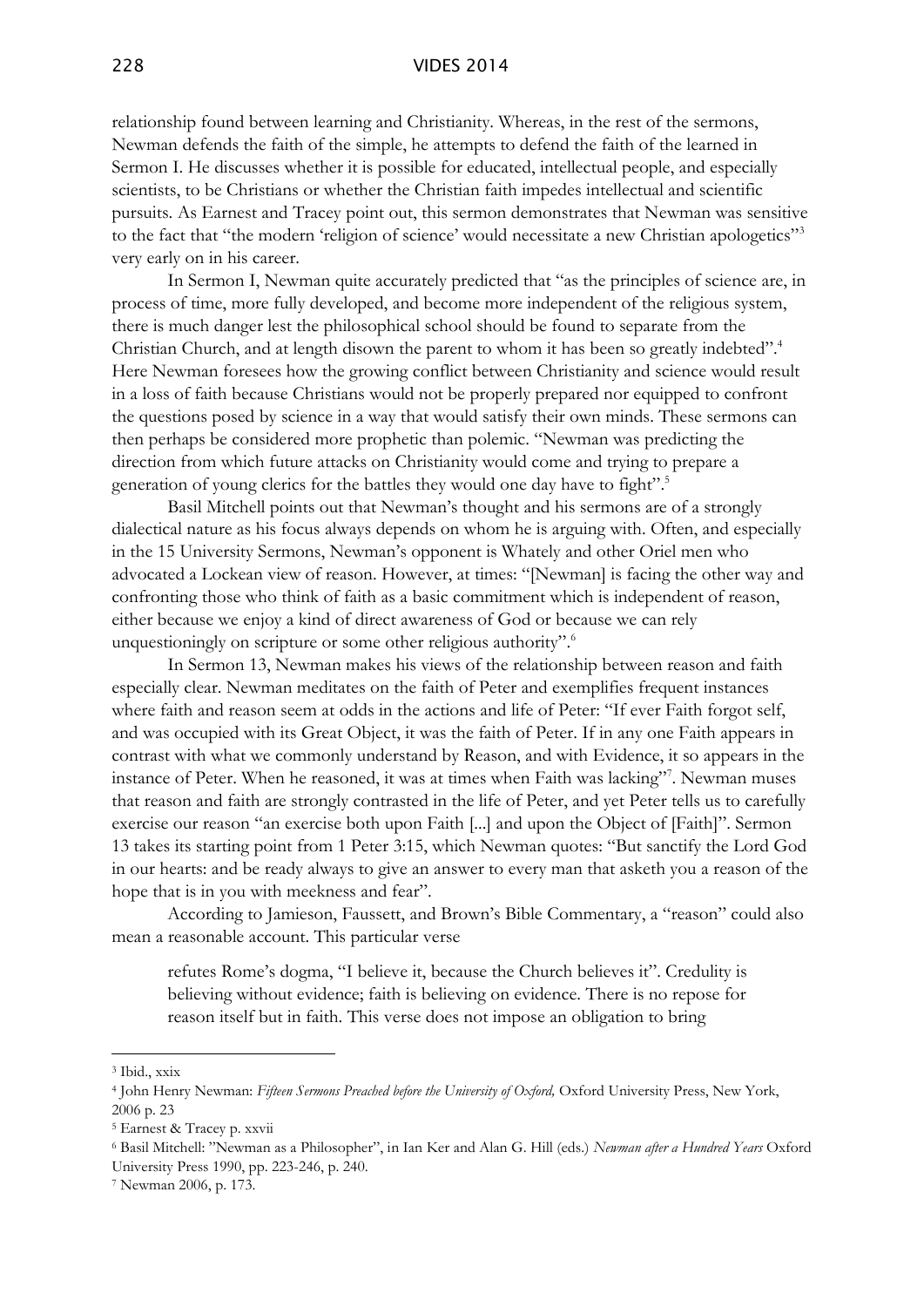relationship found between learning and Christianity. Whereas, in the rest of the sermons, Newman defends the faith of the simple, he attempts to defend the faith of the learned in Sermon I. He discusses whether it is possible for educated, intellectual people, and especially scientists, to be Christians or whether the Christian faith impedes intellectual and scientific pursuits. As Earnest and Tracey point out, this sermon demonstrates that Newman was sensitive to the fact that "the modern 'religion of science' would necessitate a new Christian apologetics"[3] very early on in his career.

In Sermon I, Newman quite accurately predicted that "as the principles of science are, in process of time, more fully developed, and become more independent of the religious system, there is much danger lest the philosophical school should be found to separate from the Christian Church, and at length disown the parent to whom it has been so greatly indebted".[4] Here Newman foresees how the growing conflict between Christianity and science would result in a loss of faith because Christians would not be properly prepared nor equipped to confront the questions posed by science in a way that would satisfy their own minds. These sermons can then perhaps be considered more prophetic than polemic. "Newman was predicting the direction from which future attacks on Christianity would come and trying to prepare a generation of young clerics for the battles they would one day have to fight".[5]

Basil Mitchell points out that Newman's thought and his sermons are of a strongly dialectical nature as his focus always depends on whom he is arguing with. Often, and especially in the 15 University Sermons, Newman's opponent is Whately and other Oriel men who advocated a Lockean view of reason. However, at times: "[Newman] is facing the other way and confronting those who think of faith as a basic commitment which is independent of reason, either because we enjoy a kind of direct awareness of God or because we can rely unquestioningly on scripture or some other religious authority".[6]

In Sermon 13, Newman makes his views of the relationship between reason and faith especially clear. Newman meditates on the faith of Peter and exemplifies frequent instances where faith and reason seem at odds in the actions and life of Peter: "If ever Faith forgot self, and was occupied with its Great Object, it was the faith of Peter. If in any one Faith appears in contrast with what we commonly understand by Reason, and with Evidence, it so appears in the instance of Peter. When he reasoned, it was at times when Faith was lacking"[7]. Newman muses that reason and faith are strongly contrasted in the life of Peter, and yet Peter tells us to carefully exercise our reason "an exercise both upon Faith [...] and upon the Object of [Faith]". Sermon 13 takes its starting point from 1 Peter 3:15, which Newman quotes: "But sanctify the Lord God in our hearts: and be ready always to give an answer to every man that asketh you a reason of the hope that is in you with meekness and fear".

According to Jamieson, Faussett, and Brown's Bible Commentary, a "reason" could also mean a reasonable account. This particular verse

> refutes Rome's dogma, "I believe it, because the Church believes it". Credulity is believing without evidence; faith is believing on evidence. There is no repose for reason itself but in faith. This verse does not impose an obligation to bring

---

[3] Ibid., xxix

[4] John Henry Newman: *Fifteen Sermons Preached before the University of Oxford,* Oxford University Press, New York, 2006 p. 23

[5] Earnest & Tracey p. xxvii

[6] Basil Mitchell: "Newman as a Philosopher", in Ian Ker and Alan G. Hill (eds.) *Newman after a Hundred Years* Oxford University Press 1990, pp. 223-246, p. 240.

[7] Newman 2006, p. 173.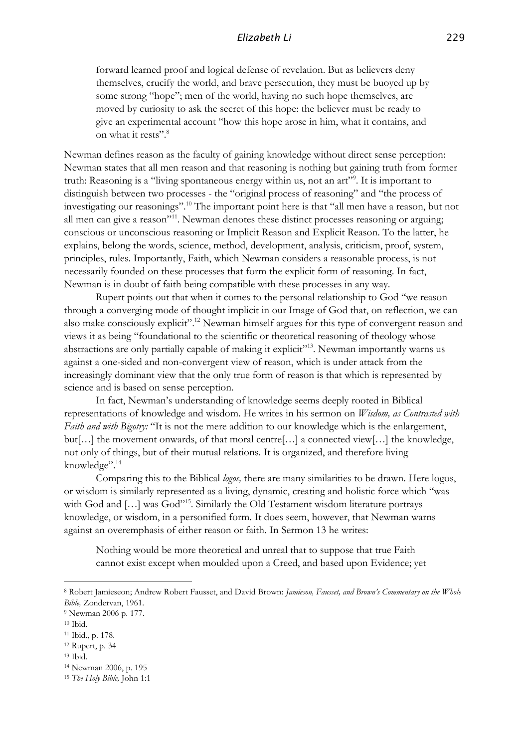> forward learned proof and logical defense of revelation. But as believers deny themselves, crucify the world, and brave persecution, they must be buoyed up by some strong "hope"; men of the world, having no such hope themselves, are moved by curiosity to ask the secret of this hope: the believer must be ready to give an experimental account "how this hope arose in him, what it contains, and on what it rests".[8]

Newman defines reason as the faculty of gaining knowledge without direct sense perception: Newman states that all men reason and that reasoning is nothing but gaining truth from former truth: Reasoning is a "living spontaneous energy within us, not an art"[9]. It is important to distinguish between two processes - the "original process of reasoning" and "the process of investigating our reasonings".[10] The important point here is that "all men have a reason, but not all men can give a reason"[11]. Newman denotes these distinct processes reasoning or arguing; conscious or unconscious reasoning or Implicit Reason and Explicit Reason. To the latter, he explains, belong the words, science, method, development, analysis, criticism, proof, system, principles, rules. Importantly, Faith, which Newman considers a reasonable process, is not necessarily founded on these processes that form the explicit form of reasoning. In fact, Newman is in doubt of faith being compatible with these processes in any way.

Rupert points out that when it comes to the personal relationship to God "we reason through a converging mode of thought implicit in our Image of God that, on reflection, we can also make consciously explicit".[12] Newman himself argues for this type of convergent reason and views it as being "foundational to the scientific or theoretical reasoning of theology whose abstractions are only partially capable of making it explicit"[13]. Newman importantly warns us against a one-sided and non-convergent view of reason, which is under attack from the increasingly dominant view that the only true form of reason is that which is represented by science and is based on sense perception.

In fact, Newman's understanding of knowledge seems deeply rooted in Biblical representations of knowledge and wisdom. He writes in his sermon on *Wisdom, as Contrasted with Faith and with Bigotry:* "It is not the mere addition to our knowledge which is the enlargement, but[…] the movement onwards, of that moral centre[…] a connected view[…] the knowledge, not only of things, but of their mutual relations. It is organized, and therefore living knowledge".[14]

Comparing this to the Biblical *logos,* there are many similarities to be drawn. Here logos, or wisdom is similarly represented as a living, dynamic, creating and holistic force which "was with God and […] was God"[15]. Similarly the Old Testament wisdom literature portrays knowledge, or wisdom, in a personified form. It does seem, however, that Newman warns against an overemphasis of either reason or faith. In Sermon 13 he writes:

> Nothing would be more theoretical and unreal that to suppose that true Faith cannot exist except when moulded upon a Creed, and based upon Evidence; yet

---

[8] Robert Jamieseon; Andrew Robert Fausset, and David Brown: *Jamieson, Fausset, and Brown's Commentary on the Whole Bible,* Zondervan, 1961.

[9] Newman 2006 p. 177.

[10] Ibid.

[11] Ibid., p. 178.

[12] Rupert, p. 34

[13] Ibid.

[14] Newman 2006, p. 195

[15] *The Holy Bible,* John 1:1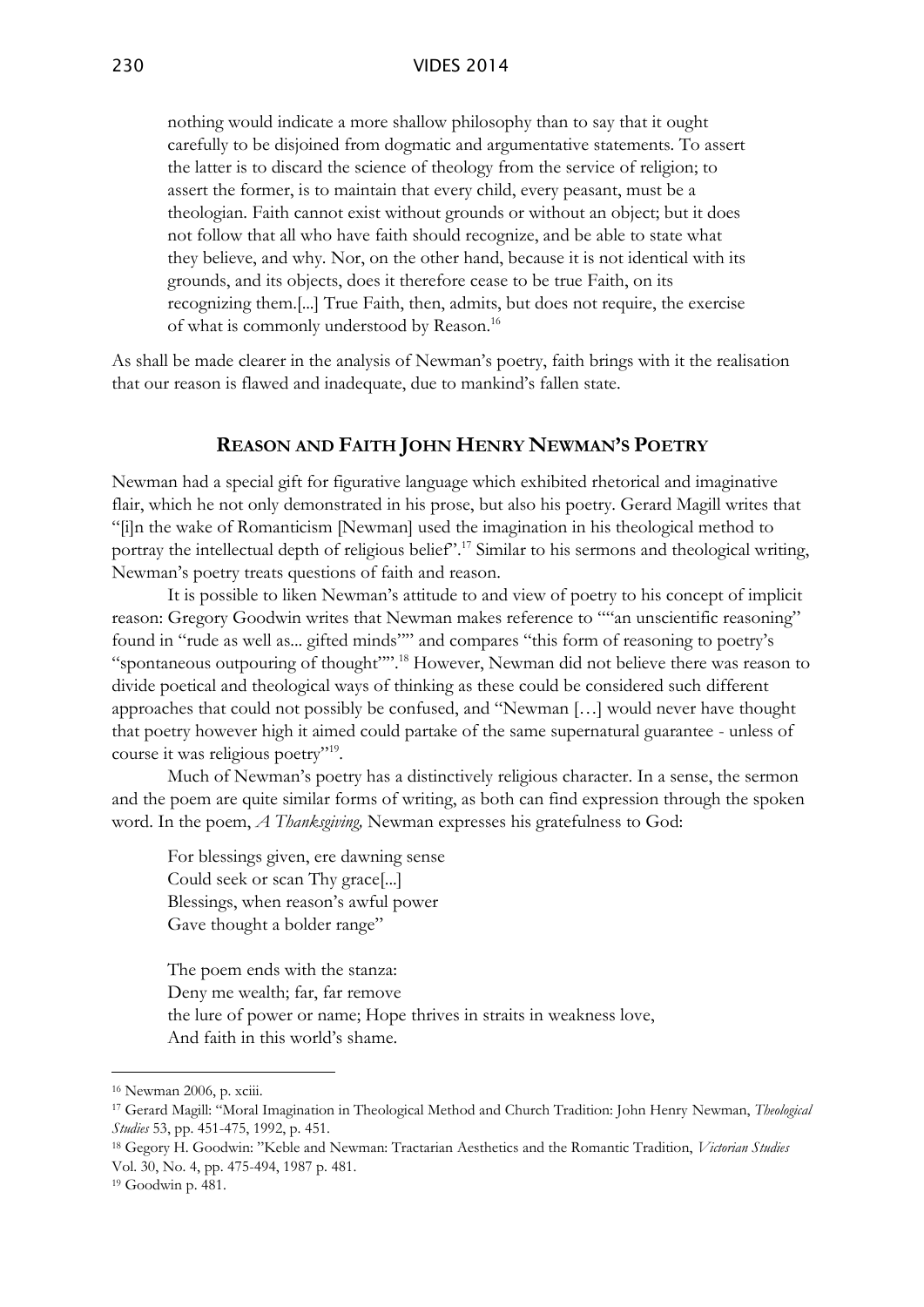nothing would indicate a more shallow philosophy than to say that it ought carefully to be disjoined from dogmatic and argumentative statements. To assert the latter is to discard the science of theology from the service of religion; to assert the former, is to maintain that every child, every peasant, must be a theologian. Faith cannot exist without grounds or without an object; but it does not follow that all who have faith should recognize, and be able to state what they believe, and why. Nor, on the other hand, because it is not identical with its grounds, and its objects, does it therefore cease to be true Faith, on its recognizing them.[...] True Faith, then, admits, but does not require, the exercise of what is commonly understood by Reason.[16]

As shall be made clearer in the analysis of Newman's poetry, faith brings with it the realisation that our reason is flawed and inadequate, due to mankind's fallen state.

## Reason and Faith John Henry Newman's Poetry

Newman had a special gift for figurative language which exhibited rhetorical and imaginative flair, which he not only demonstrated in his prose, but also his poetry. Gerard Magill writes that "[i]n the wake of Romanticism [Newman] used the imagination in his theological method to portray the intellectual depth of religious belief".[17] Similar to his sermons and theological writing, Newman's poetry treats questions of faith and reason.

It is possible to liken Newman's attitude to and view of poetry to his concept of implicit reason: Gregory Goodwin writes that Newman makes reference to ""an unscientific reasoning" found in "rude as well as... gifted minds"" and compares "this form of reasoning to poetry's "spontaneous outpouring of thought"".[18] However, Newman did not believe there was reason to divide poetical and theological ways of thinking as these could be considered such different approaches that could not possibly be confused, and "Newman […] would never have thought that poetry however high it aimed could partake of the same supernatural guarantee - unless of course it was religious poetry"[19].

Much of Newman's poetry has a distinctively religious character. In a sense, the sermon and the poem are quite similar forms of writing, as both can find expression through the spoken word. In the poem, *A Thanksgiving,* Newman expresses his gratefulness to God:

For blessings given, ere dawning sense
Could seek or scan Thy grace[...]
Blessings, when reason's awful power
Gave thought a bolder range"

The poem ends with the stanza:
Deny me wealth; far, far remove
the lure of power or name; Hope thrives in straits in weakness love,
And faith in this world's shame.

---

[16] Newman 2006, p. xciii.

[17] Gerard Magill: "Moral Imagination in Theological Method and Church Tradition: John Henry Newman, *Theological Studies* 53, pp. 451-475, 1992, p. 451.

[18] Gegory H. Goodwin: "Keble and Newman: Tractarian Aesthetics and the Romantic Tradition, *Victorian Studies* Vol. 30, No. 4, pp. 475-494, 1987 p. 481.

[19] Goodwin p. 481.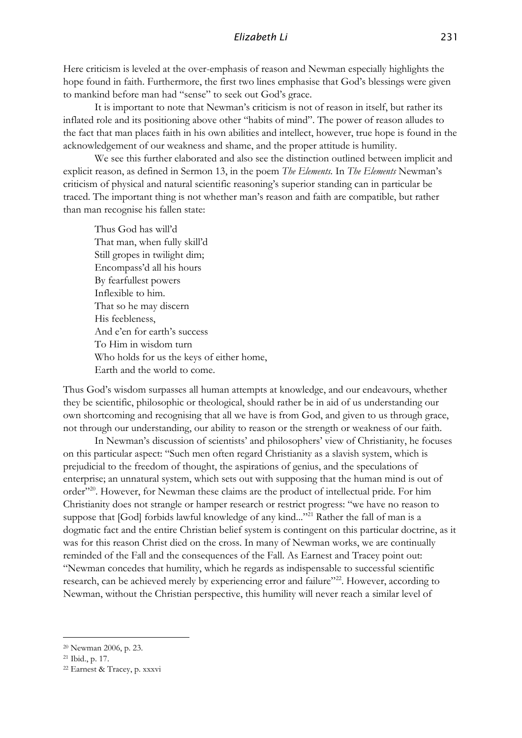Here criticism is leveled at the over-emphasis of reason and Newman especially highlights the hope found in faith. Furthermore, the first two lines emphasise that God's blessings were given to mankind before man had "sense" to seek out God's grace.

It is important to note that Newman's criticism is not of reason in itself, but rather its inflated role and its positioning above other "habits of mind". The power of reason alludes to the fact that man places faith in his own abilities and intellect, however, true hope is found in the acknowledgement of our weakness and shame, and the proper attitude is humility.

We see this further elaborated and also see the distinction outlined between implicit and explicit reason, as defined in Sermon 13, in the poem *The Elements*. In *The Elements* Newman's criticism of physical and natural scientific reasoning's superior standing can in particular be traced. The important thing is not whether man's reason and faith are compatible, but rather than man recognise his fallen state:

> Thus God has will'd
> That man, when fully skill'd
> Still gropes in twilight dim;
> Encompass'd all his hours
> By fearfullest powers
> Inflexible to him.
> That so he may discern
> His feebleness,
> And e'en for earth's success
> To Him in wisdom turn
> Who holds for us the keys of either home,
> Earth and the world to come.

Thus God's wisdom surpasses all human attempts at knowledge, and our endeavours, whether they be scientific, philosophic or theological, should rather be in aid of us understanding our own shortcoming and recognising that all we have is from God, and given to us through grace, not through our understanding, our ability to reason or the strength or weakness of our faith.

In Newman's discussion of scientists' and philosophers' view of Christianity, he focuses on this particular aspect: "Such men often regard Christianity as a slavish system, which is prejudicial to the freedom of thought, the aspirations of genius, and the speculations of enterprise; an unnatural system, which sets out with supposing that the human mind is out of order"[20]. However, for Newman these claims are the product of intellectual pride. For him Christianity does not strangle or hamper research or restrict progress: "we have no reason to suppose that [God] forbids lawful knowledge of any kind..."[21] Rather the fall of man is a dogmatic fact and the entire Christian belief system is contingent on this particular doctrine, as it was for this reason Christ died on the cross. In many of Newman works, we are continually reminded of the Fall and the consequences of the Fall. As Earnest and Tracey point out: "Newman concedes that humility, which he regards as indispensable to successful scientific research, can be achieved merely by experiencing error and failure"[22]. However, according to Newman, without the Christian perspective, this humility will never reach a similar level of

---

[20] Newman 2006, p. 23.

[21] Ibid., p. 17.

[22] Earnest & Tracey, p. xxxvi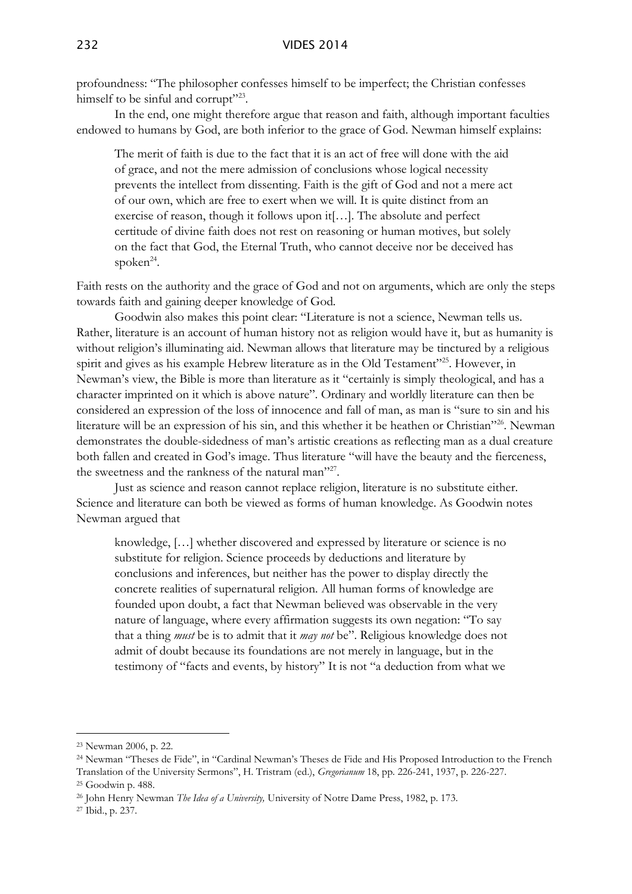profoundness: "The philosopher confesses himself to be imperfect; the Christian confesses himself to be sinful and corrupt"[23].

In the end, one might therefore argue that reason and faith, although important faculties endowed to humans by God, are both inferior to the grace of God. Newman himself explains:

> The merit of faith is due to the fact that it is an act of free will done with the aid of grace, and not the mere admission of conclusions whose logical necessity prevents the intellect from dissenting. Faith is the gift of God and not a mere act of our own, which are free to exert when we will. It is quite distinct from an exercise of reason, though it follows upon it[…]. The absolute and perfect certitude of divine faith does not rest on reasoning or human motives, but solely on the fact that God, the Eternal Truth, who cannot deceive nor be deceived has spoken[24].

Faith rests on the authority and the grace of God and not on arguments, which are only the steps towards faith and gaining deeper knowledge of God.

Goodwin also makes this point clear: "Literature is not a science, Newman tells us. Rather, literature is an account of human history not as religion would have it, but as humanity is without religion's illuminating aid. Newman allows that literature may be tinctured by a religious spirit and gives as his example Hebrew literature as in the Old Testament"[25]. However, in Newman's view, the Bible is more than literature as it "certainly is simply theological, and has a character imprinted on it which is above nature". Ordinary and worldly literature can then be considered an expression of the loss of innocence and fall of man, as man is "sure to sin and his literature will be an expression of his sin, and this whether it be heathen or Christian"[26]. Newman demonstrates the double-sidedness of man's artistic creations as reflecting man as a dual creature both fallen and created in God's image. Thus literature "will have the beauty and the fierceness, the sweetness and the rankness of the natural man"[27].

Just as science and reason cannot replace religion, literature is no substitute either. Science and literature can both be viewed as forms of human knowledge. As Goodwin notes Newman argued that

> knowledge, […] whether discovered and expressed by literature or science is no substitute for religion. Science proceeds by deductions and literature by conclusions and inferences, but neither has the power to display directly the concrete realities of supernatural religion. All human forms of knowledge are founded upon doubt, a fact that Newman believed was observable in the very nature of language, where every affirmation suggests its own negation: "To say that a thing *must* be is to admit that it *may not* be". Religious knowledge does not admit of doubt because its foundations are not merely in language, but in the testimony of "facts and events, by history" It is not "a deduction from what we

---

[23] Newman 2006, p. 22.

[24] Newman "Theses de Fide", in "Cardinal Newman's Theses de Fide and His Proposed Introduction to the French Translation of the University Sermons", H. Tristram (ed.), *Gregorianum* 18, pp. 226-241, 1937, p. 226-227.

[25] Goodwin p. 488.

[26] John Henry Newman *The Idea of a University,* University of Notre Dame Press, 1982, p. 173.

[27] Ibid., p. 237.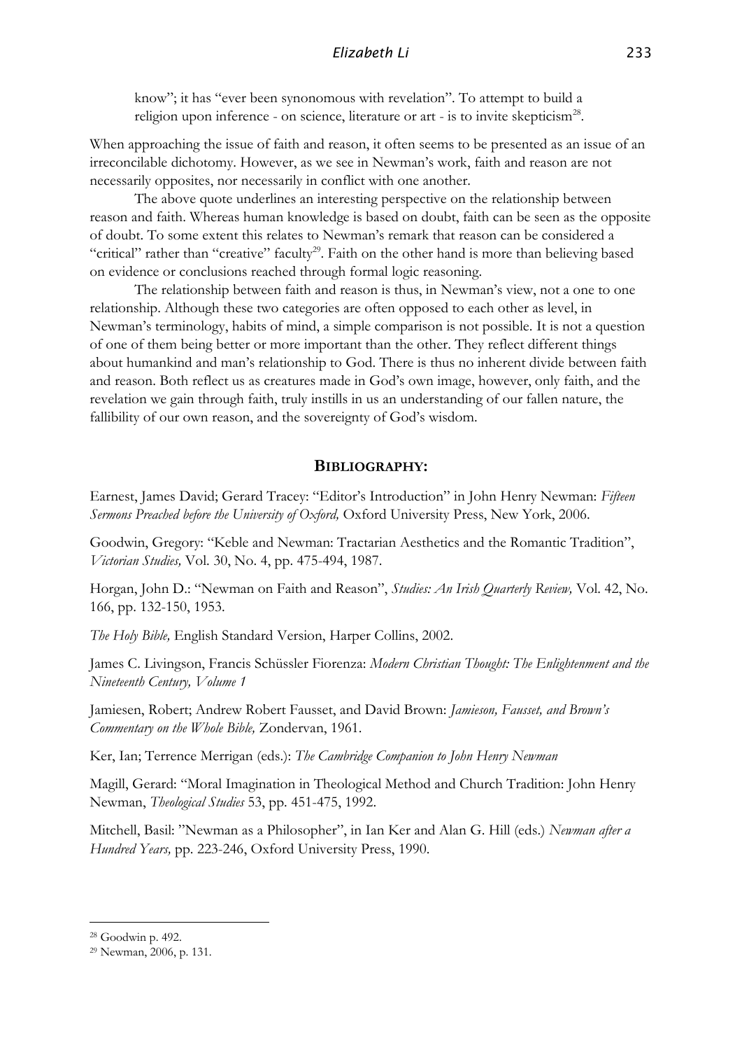know"; it has "ever been synonomous with revelation". To attempt to build a religion upon inference - on science, literature or art - is to invite skepticism[28].

When approaching the issue of faith and reason, it often seems to be presented as an issue of an irreconcilable dichotomy. However, as we see in Newman's work, faith and reason are not necessarily opposites, nor necessarily in conflict with one another.

The above quote underlines an interesting perspective on the relationship between reason and faith. Whereas human knowledge is based on doubt, faith can be seen as the opposite of doubt. To some extent this relates to Newman's remark that reason can be considered a "critical" rather than "creative" faculty[29]. Faith on the other hand is more than believing based on evidence or conclusions reached through formal logic reasoning.

The relationship between faith and reason is thus, in Newman's view, not a one to one relationship. Although these two categories are often opposed to each other as level, in Newman's terminology, habits of mind, a simple comparison is not possible. It is not a question of one of them being better or more important than the other. They reflect different things about humankind and man's relationship to God. There is thus no inherent divide between faith and reason. Both reflect us as creatures made in God's own image, however, only faith, and the revelation we gain through faith, truly instills in us an understanding of our fallen nature, the fallibility of our own reason, and the sovereignty of God's wisdom.

## BIBLIOGRAPHY:

Earnest, James David; Gerard Tracey: "Editor's Introduction" in John Henry Newman: *Fifteen Sermons Preached before the University of Oxford,* Oxford University Press, New York, 2006.

Goodwin, Gregory: "Keble and Newman: Tractarian Aesthetics and the Romantic Tradition", *Victorian Studies,* Vol. 30, No. 4, pp. 475-494, 1987.

Horgan, John D.: "Newman on Faith and Reason", *Studies: An Irish Quarterly Review,* Vol. 42, No. 166, pp. 132-150, 1953.

*The Holy Bible,* English Standard Version, Harper Collins, 2002.

James C. Livingson, Francis Schüssler Fiorenza: *Modern Christian Thought: The Enlightenment and the Nineteenth Century, Volume 1*

Jamiesen, Robert; Andrew Robert Fausset, and David Brown: *Jamieson, Fausset, and Brown's Commentary on the Whole Bible,* Zondervan, 1961.

Ker, Ian; Terrence Merrigan (eds.): *The Cambridge Companion to John Henry Newman*

Magill, Gerard: "Moral Imagination in Theological Method and Church Tradition: John Henry Newman, *Theological Studies* 53, pp. 451-475, 1992.

Mitchell, Basil: "Newman as a Philosopher", in Ian Ker and Alan G. Hill (eds.) *Newman after a Hundred Years,* pp. 223-246, Oxford University Press, 1990.

---

[28] Goodwin p. 492.

[29] Newman, 2006, p. 131.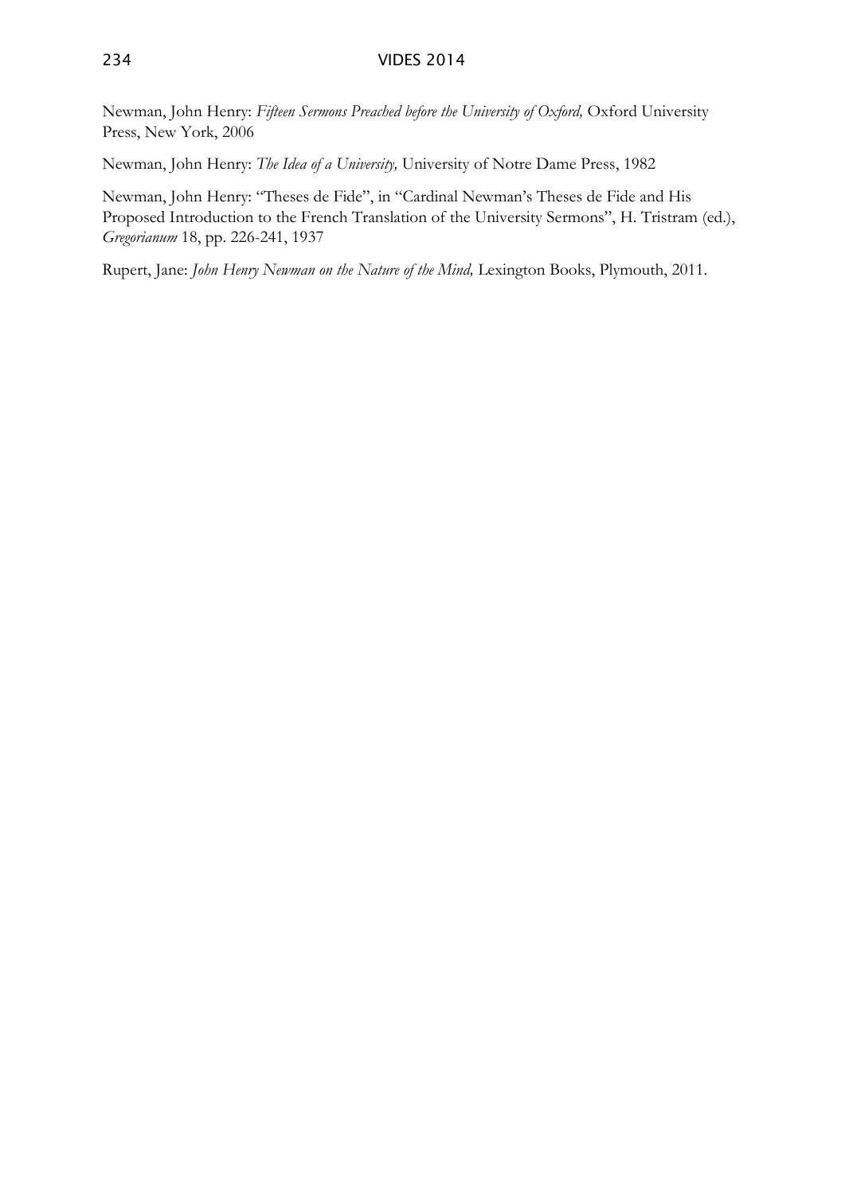Newman, John Henry: *Fifteen Sermons Preached before the University of Oxford,* Oxford University Press, New York, 2006

Newman, John Henry: *The Idea of a University,* University of Notre Dame Press, 1982

Newman, John Henry: "Theses de Fide", in "Cardinal Newman's Theses de Fide and His Proposed Introduction to the French Translation of the University Sermons", H. Tristram (ed.), *Gregorianum* 18, pp. 226-241, 1937

Rupert, Jane: *John Henry Newman on the Nature of the Mind,* Lexington Books, Plymouth, 2011.